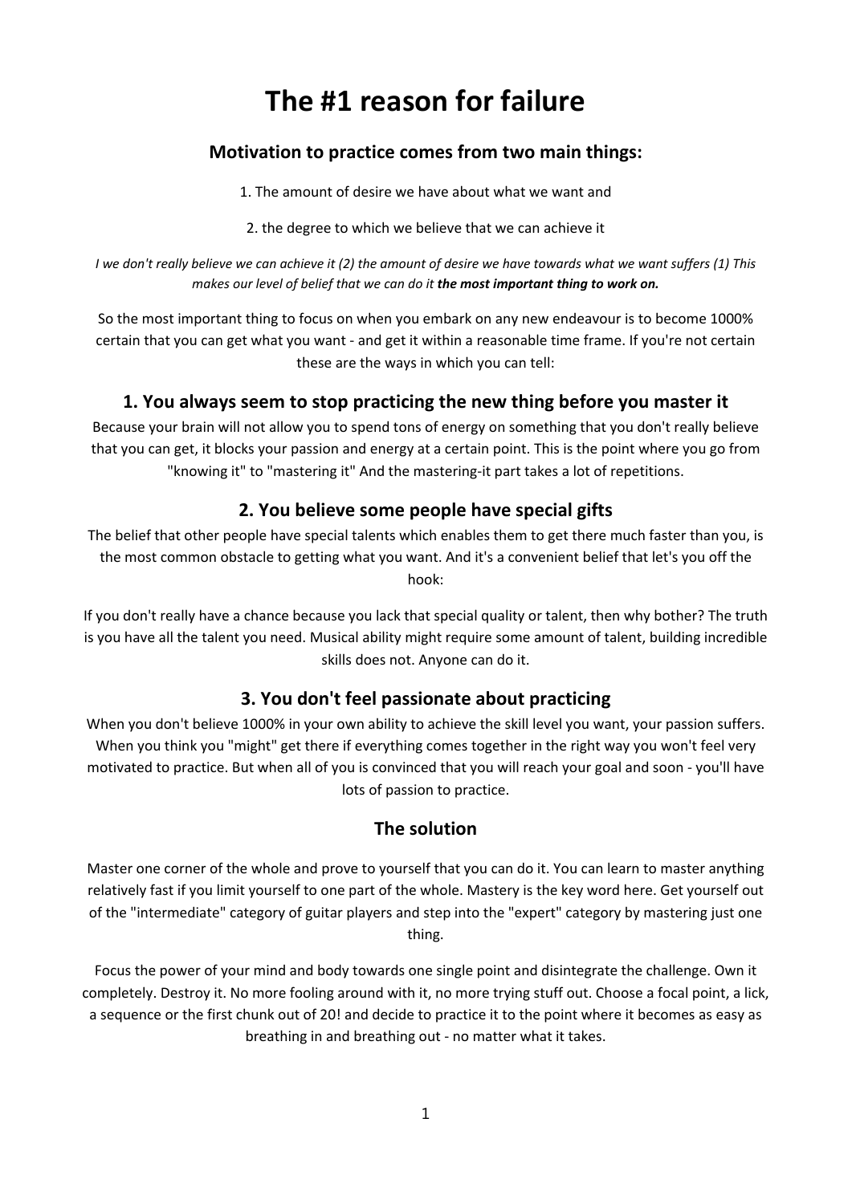# The #1 reason for failure

## Motivation to practice comes from two main things:

1. The amount of desire we have about what we want and

2. the degree to which we believe that we can achieve it

*I we don't really believe we can achieve it (2) the amount of desire we have towards what we want suffers (1) This makes our level of belief that we can do it* ***the most important thing to work on.***

So the most important thing to focus on when you embark on any new endeavour is to become 1000% certain that you can get what you want - and get it within a reasonable time frame. If you're not certain these are the ways in which you can tell:

### 1. You always seem to stop practicing the new thing before you master it

Because your brain will not allow you to spend tons of energy on something that you don't really believe that you can get, it blocks your passion and energy at a certain point. This is the point where you go from "knowing it" to "mastering it" And the mastering-it part takes a lot of repetitions.

### 2. You believe some people have special gifts

The belief that other people have special talents which enables them to get there much faster than you, is the most common obstacle to getting what you want. And it's a convenient belief that let's you off the hook:

If you don't really have a chance because you lack that special quality or talent, then why bother? The truth is you have all the talent you need. Musical ability might require some amount of talent, building incredible skills does not. Anyone can do it.

### 3. You don't feel passionate about practicing

When you don't believe 1000% in your own ability to achieve the skill level you want, your passion suffers. When you think you "might" get there if everything comes together in the right way you won't feel very motivated to practice. But when all of you is convinced that you will reach your goal and soon - you'll have lots of passion to practice.

## The solution

Master one corner of the whole and prove to yourself that you can do it. You can learn to master anything relatively fast if you limit yourself to one part of the whole. Mastery is the key word here. Get yourself out of the "intermediate" category of guitar players and step into the "expert" category by mastering just one thing.

Focus the power of your mind and body towards one single point and disintegrate the challenge. Own it completely. Destroy it. No more fooling around with it, no more trying stuff out. Choose a focal point, a lick, a sequence or the first chunk out of 20! and decide to practice it to the point where it becomes as easy as breathing in and breathing out - no matter what it takes.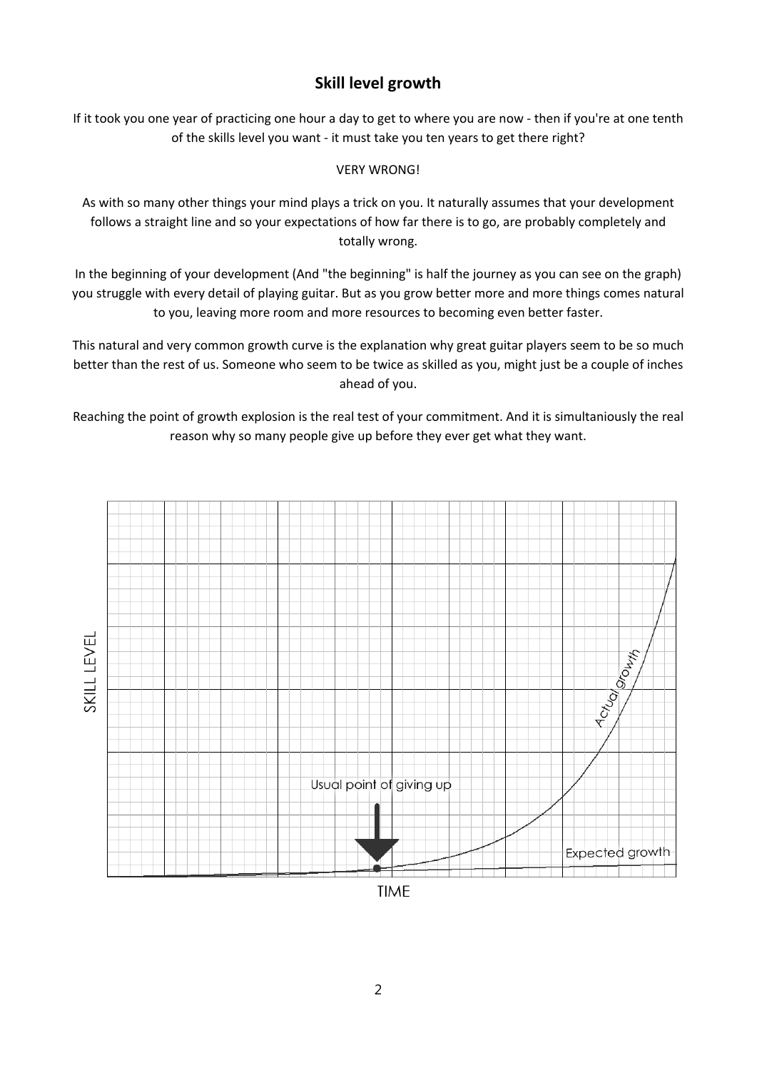## Skill level growth

If it took you one year of practicing one hour a day to get to where you are now - then if you're at one tenth of the skills level you want - it must take you ten years to get there right?

VERY WRONG!

As with so many other things your mind plays a trick on you. It naturally assumes that your development follows a straight line and so your expectations of how far there is to go, are probably completely and totally wrong.

In the beginning of your development (And "the beginning" is half the journey as you can see on the graph) you struggle with every detail of playing guitar. But as you grow better more and more things comes natural to you, leaving more room and more resources to becoming even better faster.

This natural and very common growth curve is the explanation why great guitar players seem to be so much better than the rest of us. Someone who seem to be twice as skilled as you, might just be a couple of inches ahead of you.

Reaching the point of growth explosion is the real test of your commitment. And it is simultaniously the real reason why so many people give up before they ever get what they want.

SKILL LEVEL

Actual growth

Usual point of giving up

Expected growth

TIME